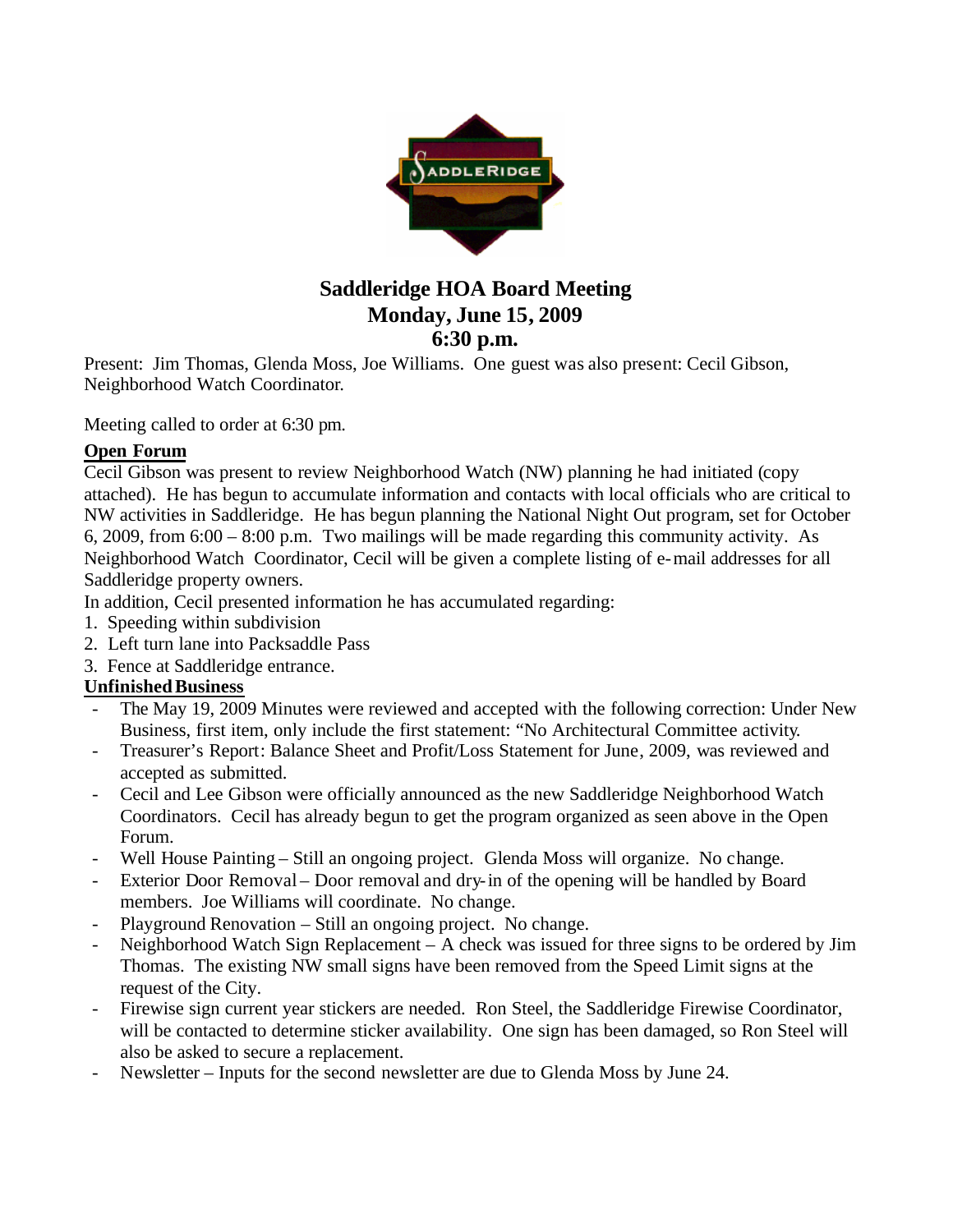# Saddleridge HOA Board Meeting
## Monday, June 15, 2009
## 6:30 p.m.

Present: Jim Thomas, Glenda Moss, Joe Williams. One guest was also present: Cecil Gibson, Neighborhood Watch Coordinator.

Meeting called to order at 6:30 pm.

**Open Forum**

Cecil Gibson was present to review Neighborhood Watch (NW) planning he had initiated (copy attached). He has begun to accumulate information and contacts with local officials who are critical to NW activities in Saddleridge. He has begun planning the National Night Out program, set for October 6, 2009, from 6:00 – 8:00 p.m. Two mailings will be made regarding this community activity. As Neighborhood Watch Coordinator, Cecil will be given a complete listing of e-mail addresses for all Saddleridge property owners.

In addition, Cecil presented information he has accumulated regarding:

1. Speeding within subdivision
2. Left turn lane into Packsaddle Pass
3. Fence at Saddleridge entrance.

**Unfinished Business**

- The May 19, 2009 Minutes were reviewed and accepted with the following correction: Under New Business, first item, only include the first statement: "No Architectural Committee activity.
- Treasurer's Report: Balance Sheet and Profit/Loss Statement for June, 2009, was reviewed and accepted as submitted.
- Cecil and Lee Gibson were officially announced as the new Saddleridge Neighborhood Watch Coordinators. Cecil has already begun to get the program organized as seen above in the Open Forum.
- Well House Painting – Still an ongoing project. Glenda Moss will organize. No change.
- Exterior Door Removal – Door removal and dry-in of the opening will be handled by Board members. Joe Williams will coordinate. No change.
- Playground Renovation – Still an ongoing project. No change.
- Neighborhood Watch Sign Replacement – A check was issued for three signs to be ordered by Jim Thomas. The existing NW small signs have been removed from the Speed Limit signs at the request of the City.
- Firewise sign current year stickers are needed. Ron Steel, the Saddleridge Firewise Coordinator, will be contacted to determine sticker availability. One sign has been damaged, so Ron Steel will also be asked to secure a replacement.
- Newsletter – Inputs for the second newsletter are due to Glenda Moss by June 24.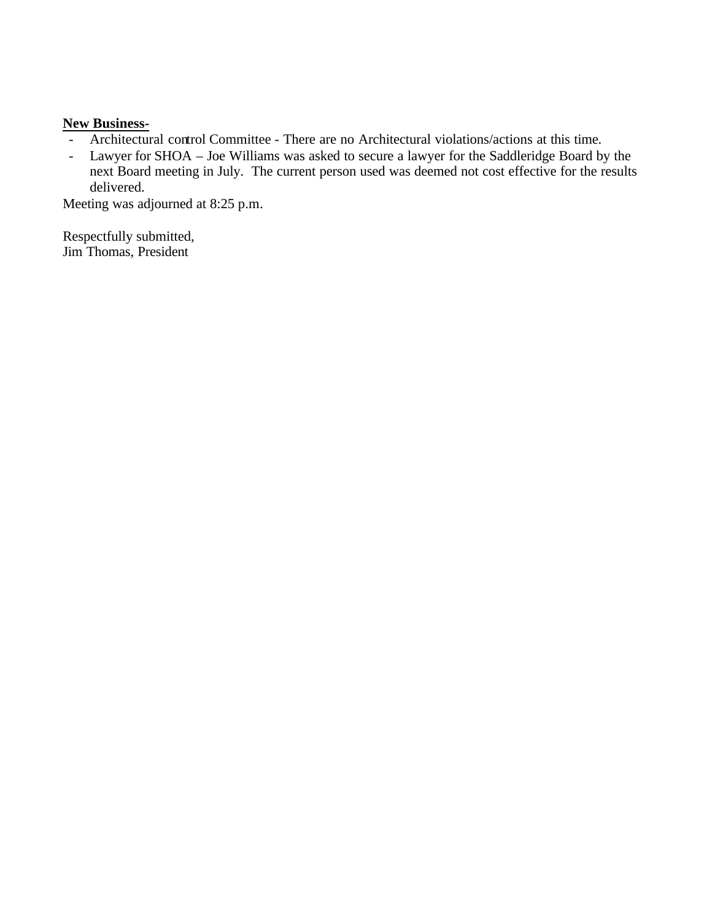**New Business-**

- Architectural control Committee - There are no Architectural violations/actions at this time.
- Lawyer for SHOA – Joe Williams was asked to secure a lawyer for the Saddleridge Board by the next Board meeting in July. The current person used was deemed not cost effective for the results delivered.

Meeting was adjourned at 8:25 p.m.

Respectfully submitted,
Jim Thomas, President